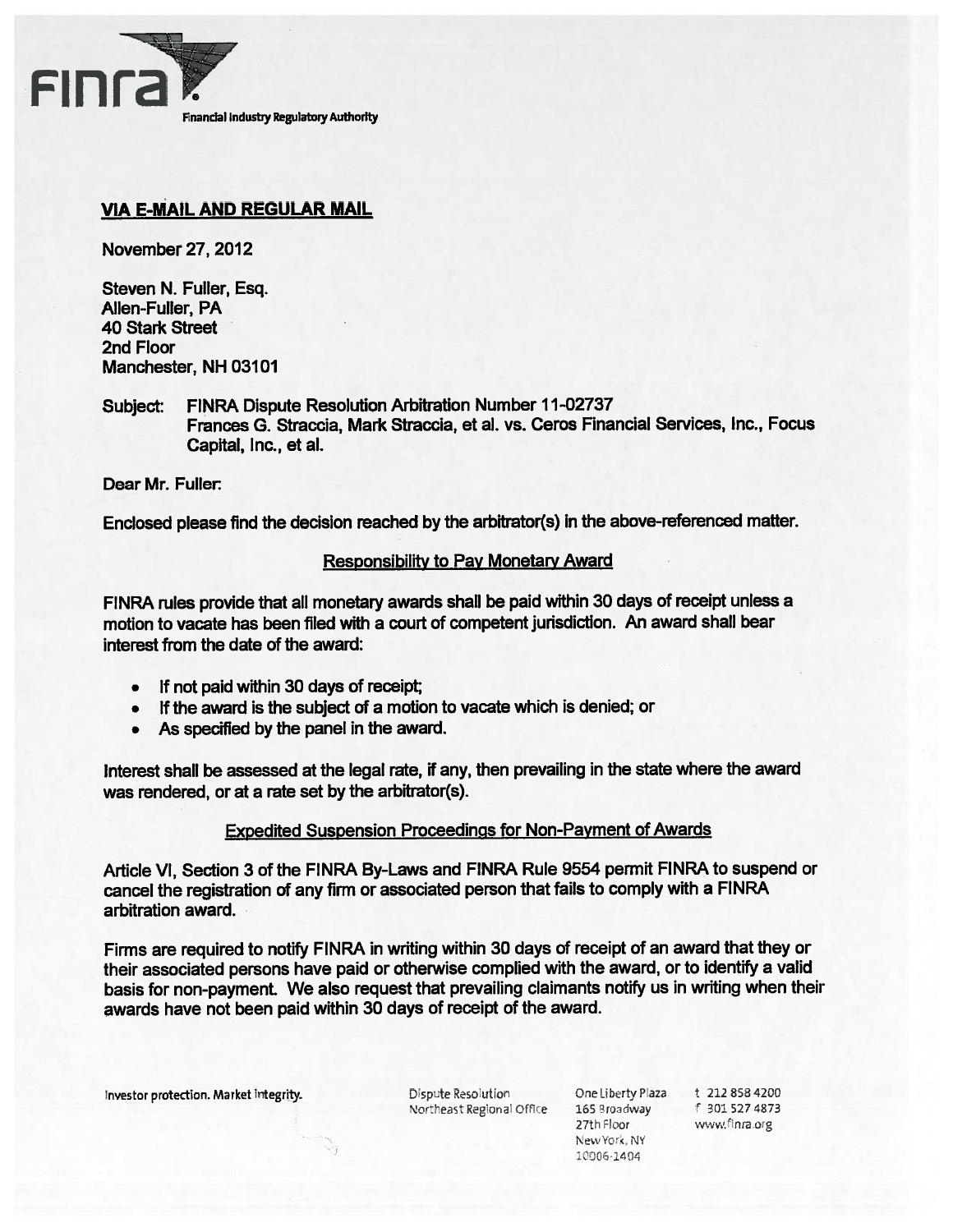FINRA

Financial Industry Regulatory Authority

**VIA E-MAIL AND REGULAR MAIL**

November 27, 2012

Steven N. Fuller, Esq.
Allen-Fuller, PA
40 Stark Street
2nd Floor
Manchester, NH 03101

Subject: FINRA Dispute Resolution Arbitration Number 11-02737
Frances G. Straccia, Mark Straccia, et al. vs. Ceros Financial Services, Inc., Focus Capital, Inc., et al.

Dear Mr. Fuller:

Enclosed please find the decision reached by the arbitrator(s) in the above-referenced matter.

**Responsibility to Pay Monetary Award**

FINRA rules provide that all monetary awards shall be paid within 30 days of receipt unless a motion to vacate has been filed with a court of competent jurisdiction. An award shall bear interest from the date of the award:

- If not paid within 30 days of receipt;
- If the award is the subject of a motion to vacate which is denied; or
- As specified by the panel in the award.

Interest shall be assessed at the legal rate, if any, then prevailing in the state where the award was rendered, or at a rate set by the arbitrator(s).

**Expedited Suspension Proceedings for Non-Payment of Awards**

Article VI, Section 3 of the FINRA By-Laws and FINRA Rule 9554 permit FINRA to suspend or cancel the registration of any firm or associated person that fails to comply with a FINRA arbitration award.

Firms are required to notify FINRA in writing within 30 days of receipt of an award that they or their associated persons have paid or otherwise complied with the award, or to identify a valid basis for non-payment. We also request that prevailing claimants notify us in writing when their awards have not been paid within 30 days of receipt of the award.

Investor protection. Market integrity.

Dispute Resolution
Northeast Regional Office

One Liberty Plaza
165 Broadway
27th Floor
New York, NY
10006-1404

t 212 858 4200
f 301 527 4873
www.finra.org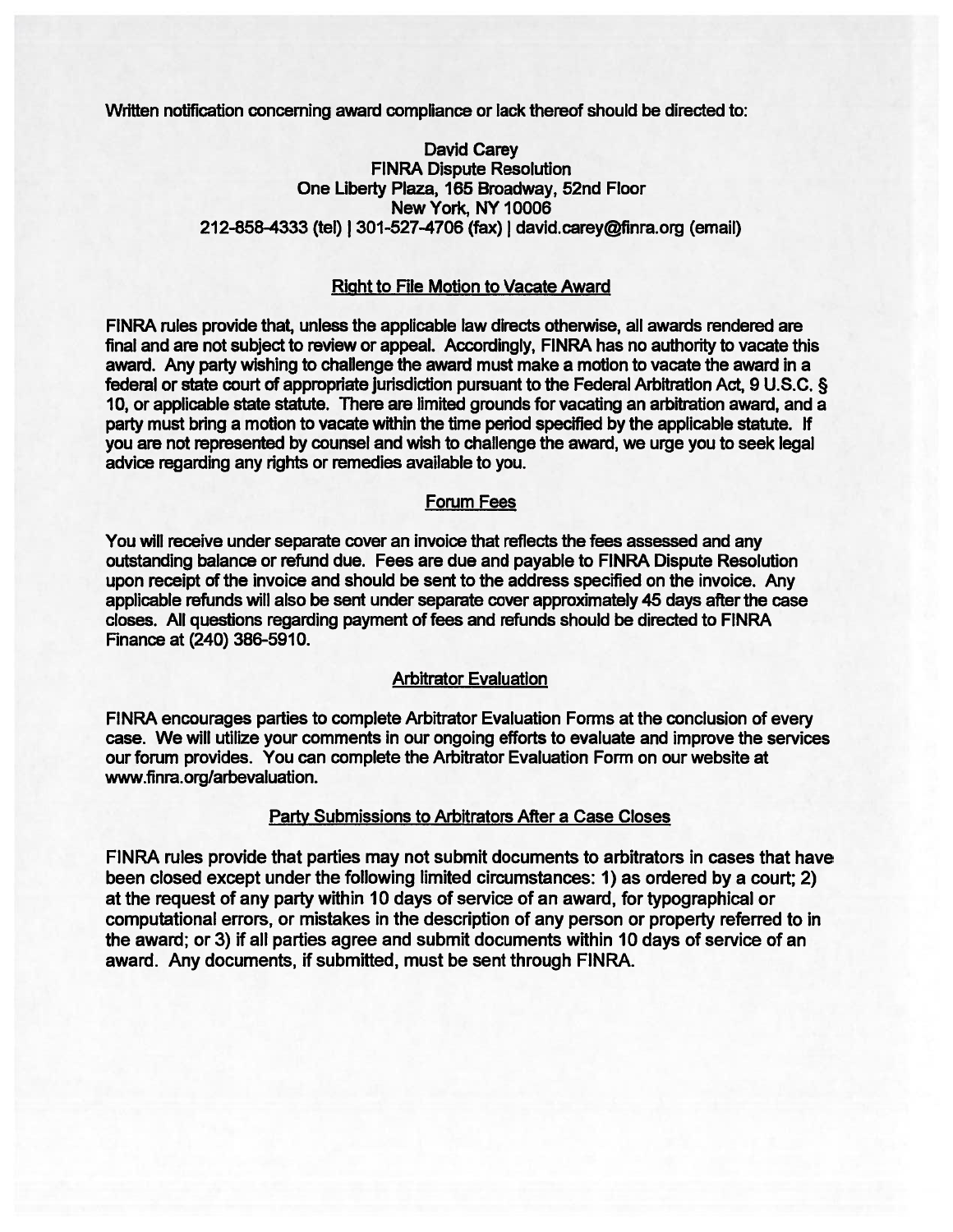Written notification concerning award compliance or lack thereof should be directed to:

David Carey
FINRA Dispute Resolution
One Liberty Plaza, 165 Broadway, 52nd Floor
New York, NY 10006
212-858-4333 (tel) | 301-527-4706 (fax) | david.carey@finra.org (email)

## Right to File Motion to Vacate Award

FINRA rules provide that, unless the applicable law directs otherwise, all awards rendered are final and are not subject to review or appeal. Accordingly, FINRA has no authority to vacate this award. Any party wishing to challenge the award must make a motion to vacate the award in a federal or state court of appropriate jurisdiction pursuant to the Federal Arbitration Act, 9 U.S.C. § 10, or applicable state statute. There are limited grounds for vacating an arbitration award, and a party must bring a motion to vacate within the time period specified by the applicable statute. If you are not represented by counsel and wish to challenge the award, we urge you to seek legal advice regarding any rights or remedies available to you.

## Forum Fees

You will receive under separate cover an invoice that reflects the fees assessed and any outstanding balance or refund due. Fees are due and payable to FINRA Dispute Resolution upon receipt of the invoice and should be sent to the address specified on the invoice. Any applicable refunds will also be sent under separate cover approximately 45 days after the case closes. All questions regarding payment of fees and refunds should be directed to FINRA Finance at (240) 386-5910.

## Arbitrator Evaluation

FINRA encourages parties to complete Arbitrator Evaluation Forms at the conclusion of every case. We will utilize your comments in our ongoing efforts to evaluate and improve the services our forum provides. You can complete the Arbitrator Evaluation Form on our website at www.finra.org/arbevaluation.

## Party Submissions to Arbitrators After a Case Closes

FINRA rules provide that parties may not submit documents to arbitrators in cases that have been closed except under the following limited circumstances: 1) as ordered by a court; 2) at the request of any party within 10 days of service of an award, for typographical or computational errors, or mistakes in the description of any person or property referred to in the award; or 3) if all parties agree and submit documents within 10 days of service of an award. Any documents, if submitted, must be sent through FINRA.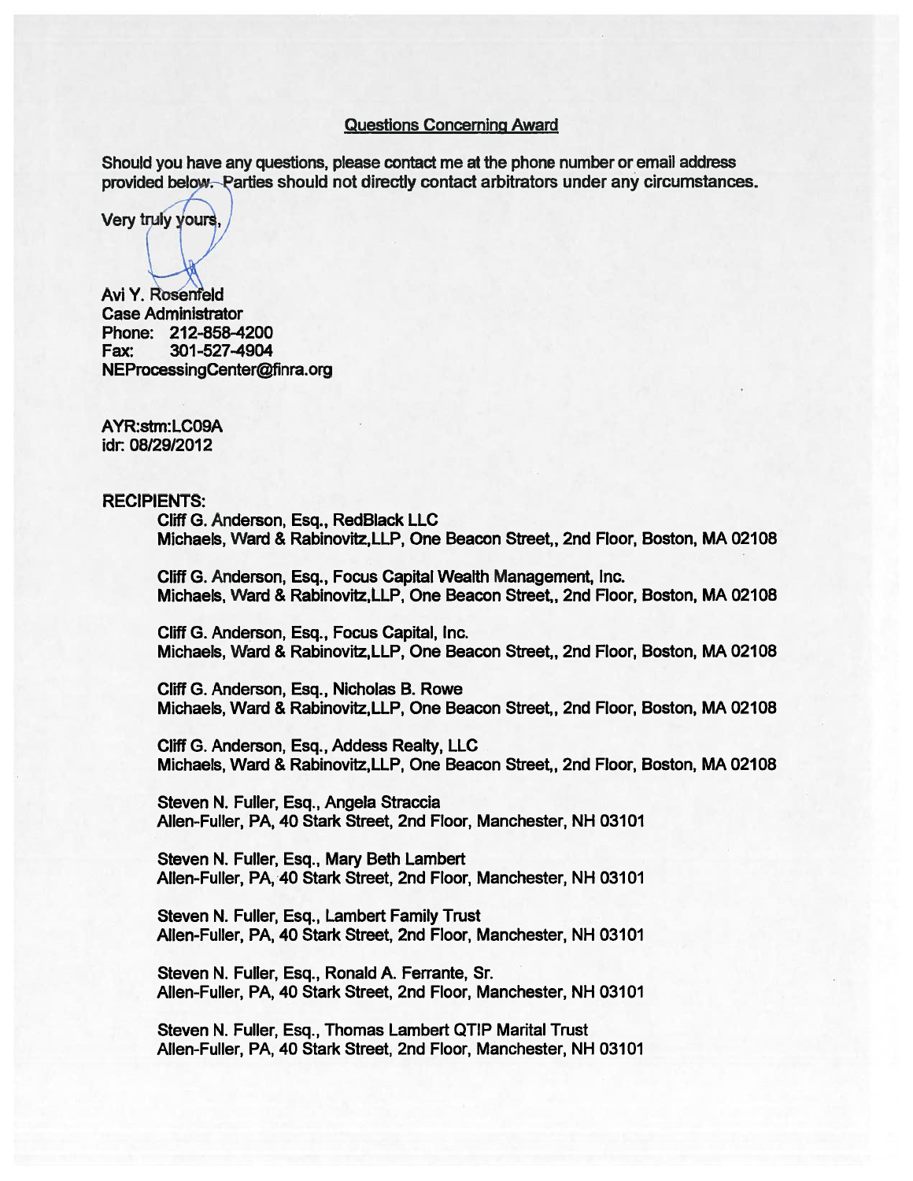## Questions Concerning Award

Should you have any questions, please contact me at the phone number or email address provided below. Parties should not directly contact arbitrators under any circumstances.

Very truly yours,

Avi Y. Rosenfeld
Case Administrator
Phone: 212-858-4200
Fax: 301-527-4904
NEProcessingCenter@finra.org

AYR:stm:LC09A
idr: 08/29/2012

RECIPIENTS:

Cliff G. Anderson, Esq., RedBlack LLC
Michaels, Ward & Rabinovitz,LLP, One Beacon Street,, 2nd Floor, Boston, MA 02108

Cliff G. Anderson, Esq., Focus Capital Wealth Management, Inc.
Michaels, Ward & Rabinovitz,LLP, One Beacon Street,, 2nd Floor, Boston, MA 02108

Cliff G. Anderson, Esq., Focus Capital, Inc.
Michaels, Ward & Rabinovitz,LLP, One Beacon Street,, 2nd Floor, Boston, MA 02108

Cliff G. Anderson, Esq., Nicholas B. Rowe
Michaels, Ward & Rabinovitz,LLP, One Beacon Street,, 2nd Floor, Boston, MA 02108

Cliff G. Anderson, Esq., Addess Realty, LLC
Michaels, Ward & Rabinovitz,LLP, One Beacon Street,, 2nd Floor, Boston, MA 02108

Steven N. Fuller, Esq., Angela Straccia
Allen-Fuller, PA, 40 Stark Street, 2nd Floor, Manchester, NH 03101

Steven N. Fuller, Esq., Mary Beth Lambert
Allen-Fuller, PA, 40 Stark Street, 2nd Floor, Manchester, NH 03101

Steven N. Fuller, Esq., Lambert Family Trust
Allen-Fuller, PA, 40 Stark Street, 2nd Floor, Manchester, NH 03101

Steven N. Fuller, Esq., Ronald A. Ferrante, Sr.
Allen-Fuller, PA, 40 Stark Street, 2nd Floor, Manchester, NH 03101

Steven N. Fuller, Esq., Thomas Lambert QTIP Marital Trust
Allen-Fuller, PA, 40 Stark Street, 2nd Floor, Manchester, NH 03101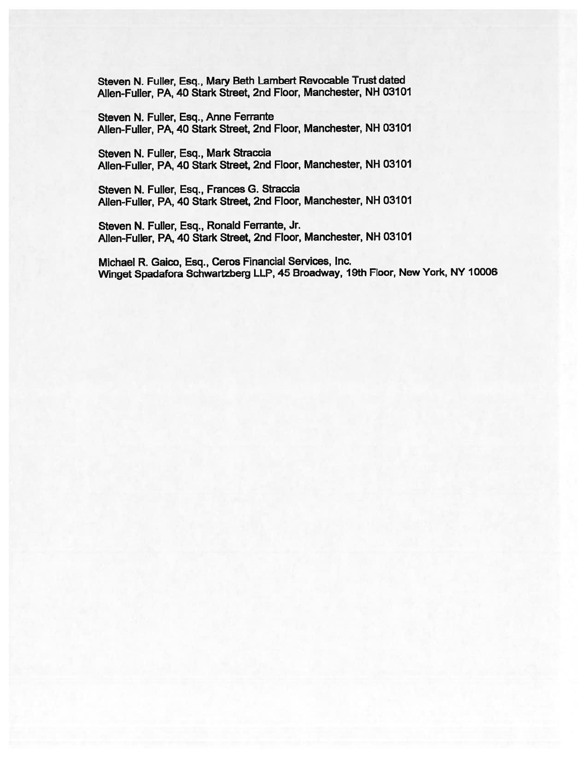Steven N. Fuller, Esq., Mary Beth Lambert Revocable Trust dated
Allen-Fuller, PA, 40 Stark Street, 2nd Floor, Manchester, NH 03101

Steven N. Fuller, Esq., Anne Ferrante
Allen-Fuller, PA, 40 Stark Street, 2nd Floor, Manchester, NH 03101

Steven N. Fuller, Esq., Mark Straccia
Allen-Fuller, PA, 40 Stark Street, 2nd Floor, Manchester, NH 03101

Steven N. Fuller, Esq., Frances G. Straccia
Allen-Fuller, PA, 40 Stark Street, 2nd Floor, Manchester, NH 03101

Steven N. Fuller, Esq., Ronald Ferrante, Jr.
Allen-Fuller, PA, 40 Stark Street, 2nd Floor, Manchester, NH 03101

Michael R. Gaico, Esq., Ceros Financial Services, Inc.
Winget Spadafora Schwartzberg LLP, 45 Broadway, 19th Floor, New York, NY 10006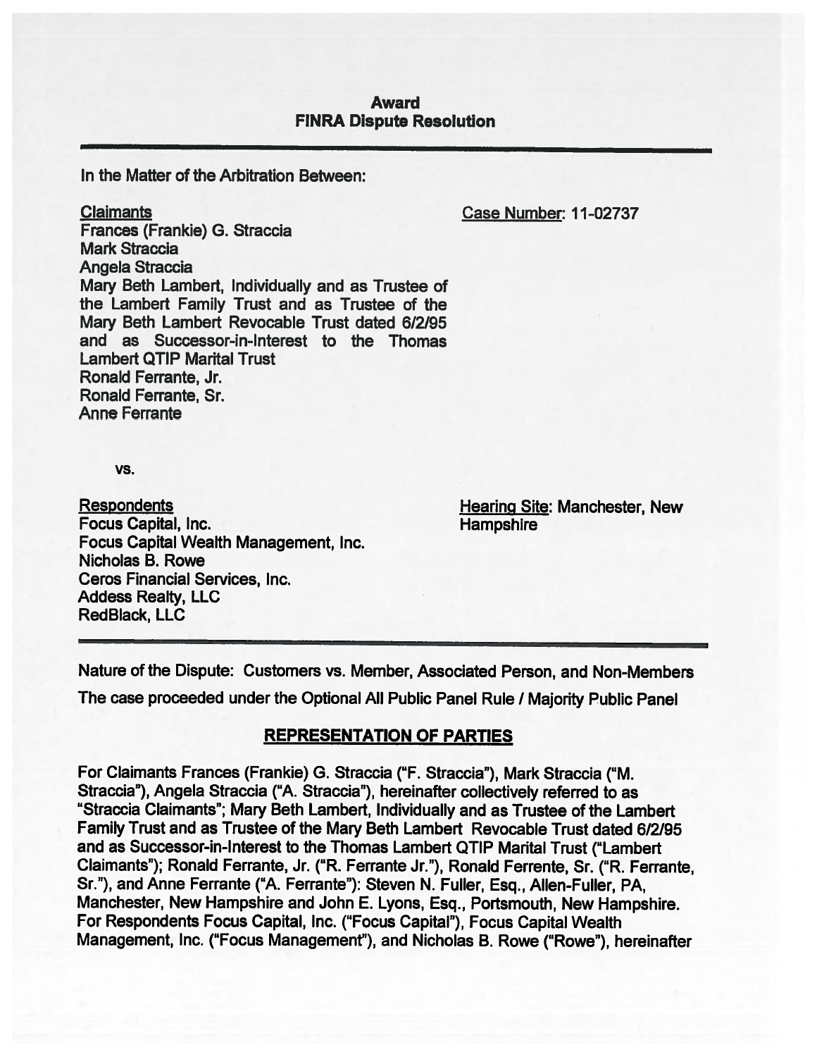# Award
## FINRA Dispute Resolution

In the Matter of the Arbitration Between:

Claimants

Frances (Frankie) G. Straccia
Mark Straccia
Angela Straccia
Mary Beth Lambert, Individually and as Trustee of the Lambert Family Trust and as Trustee of the Mary Beth Lambert Revocable Trust dated 6/2/95 and as Successor-in-Interest to the Thomas Lambert QTIP Marital Trust
Ronald Ferrante, Jr.
Ronald Ferrante, Sr.
Anne Ferrante

Case Number: 11-02737

vs.

Respondents

Focus Capital, Inc.
Focus Capital Wealth Management, Inc.
Nicholas B. Rowe
Ceros Financial Services, Inc.
Addess Realty, LLC
RedBlack, LLC

Hearing Site: Manchester, New Hampshire

Nature of the Dispute: Customers vs. Member, Associated Person, and Non-Members

The case proceeded under the Optional All Public Panel Rule / Majority Public Panel

## REPRESENTATION OF PARTIES

For Claimants Frances (Frankie) G. Straccia ("F. Straccia"), Mark Straccia ("M. Straccia"), Angela Straccia ("A. Straccia"), hereinafter collectively referred to as "Straccia Claimants"; Mary Beth Lambert, Individually and as Trustee of the Lambert Family Trust and as Trustee of the Mary Beth Lambert Revocable Trust dated 6/2/95 and as Successor-in-Interest to the Thomas Lambert QTIP Marital Trust ("Lambert Claimants"); Ronald Ferrante, Jr. ("R. Ferrante Jr."), Ronald Ferrente, Sr. ("R. Ferrante, Sr."), and Anne Ferrante ("A. Ferrante"): Steven N. Fuller, Esq., Allen-Fuller, PA, Manchester, New Hampshire and John E. Lyons, Esq., Portsmouth, New Hampshire.
For Respondents Focus Capital, Inc. ("Focus Capital"), Focus Capital Wealth Management, Inc. ("Focus Management"), and Nicholas B. Rowe ("Rowe"), hereinafter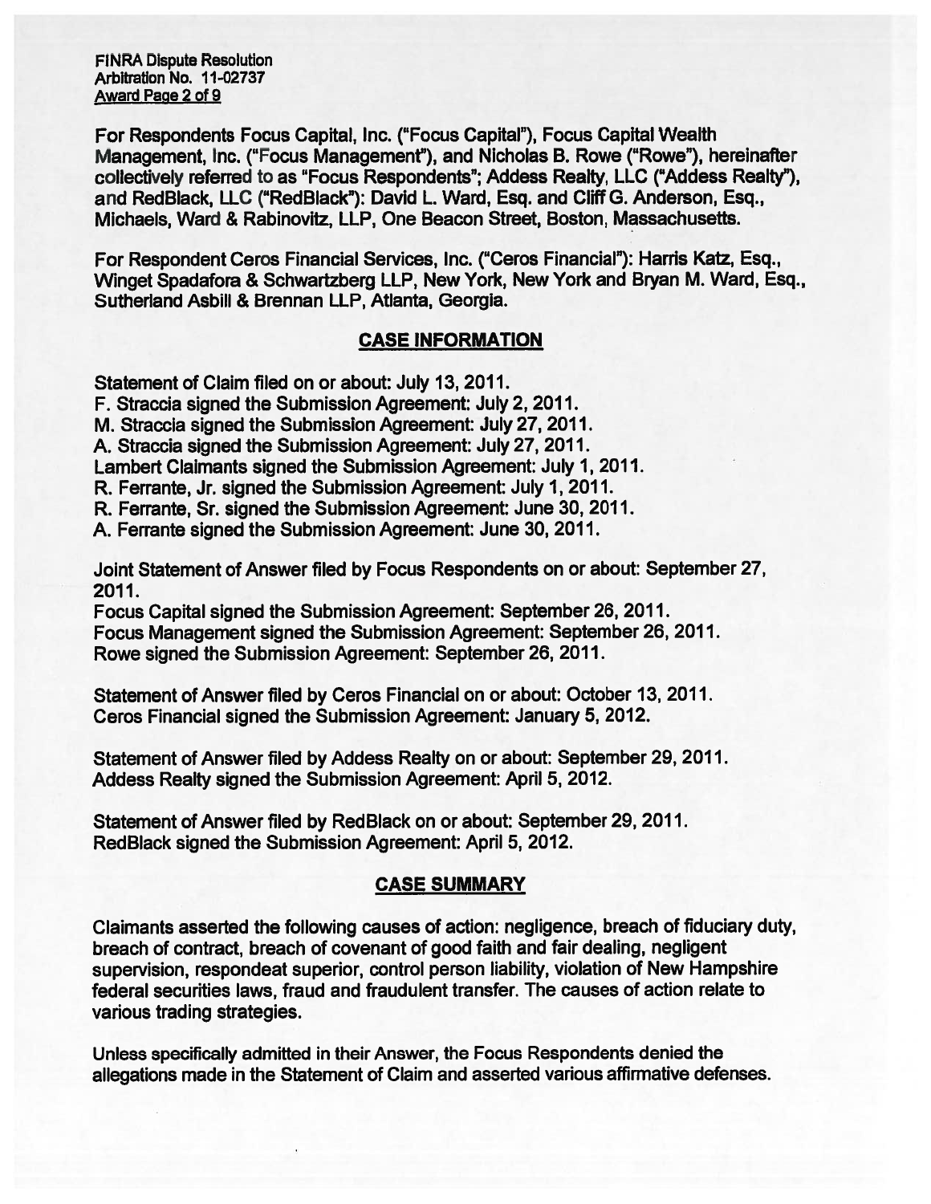For Respondents Focus Capital, Inc. ("Focus Capital"), Focus Capital Wealth Management, Inc. ("Focus Management"), and Nicholas B. Rowe ("Rowe"), hereinafter collectively referred to as "Focus Respondents"; Addess Realty, LLC ("Addess Realty"), and RedBlack, LLC ("RedBlack"): David L. Ward, Esq. and Cliff G. Anderson, Esq., Michaels, Ward & Rabinovitz, LLP, One Beacon Street, Boston, Massachusetts.

For Respondent Ceros Financial Services, Inc. ("Ceros Financial"): Harris Katz, Esq., Winget Spadafora & Schwartzberg LLP, New York, New York and Bryan M. Ward, Esq., Sutherland Asbill & Brennan LLP, Atlanta, Georgia.

## CASE INFORMATION

Statement of Claim filed on or about: July 13, 2011.
F. Straccia signed the Submission Agreement: July 2, 2011.
M. Straccia signed the Submission Agreement: July 27, 2011.
A. Straccia signed the Submission Agreement: July 27, 2011.
Lambert Claimants signed the Submission Agreement: July 1, 2011.
R. Ferrante, Jr. signed the Submission Agreement: July 1, 2011.
R. Ferrante, Sr. signed the Submission Agreement: June 30, 2011.
A. Ferrante signed the Submission Agreement: June 30, 2011.

Joint Statement of Answer filed by Focus Respondents on or about: September 27, 2011.
Focus Capital signed the Submission Agreement: September 26, 2011.
Focus Management signed the Submission Agreement: September 26, 2011.
Rowe signed the Submission Agreement: September 26, 2011.

Statement of Answer filed by Ceros Financial on or about: October 13, 2011.
Ceros Financial signed the Submission Agreement: January 5, 2012.

Statement of Answer filed by Addess Realty on or about: September 29, 2011.
Addess Realty signed the Submission Agreement: April 5, 2012.

Statement of Answer filed by RedBlack on or about: September 29, 2011.
RedBlack signed the Submission Agreement: April 5, 2012.

## CASE SUMMARY

Claimants asserted the following causes of action: negligence, breach of fiduciary duty, breach of contract, breach of covenant of good faith and fair dealing, negligent supervision, respondeat superior, control person liability, violation of New Hampshire federal securities laws, fraud and fraudulent transfer. The causes of action relate to various trading strategies.

Unless specifically admitted in their Answer, the Focus Respondents denied the allegations made in the Statement of Claim and asserted various affirmative defenses.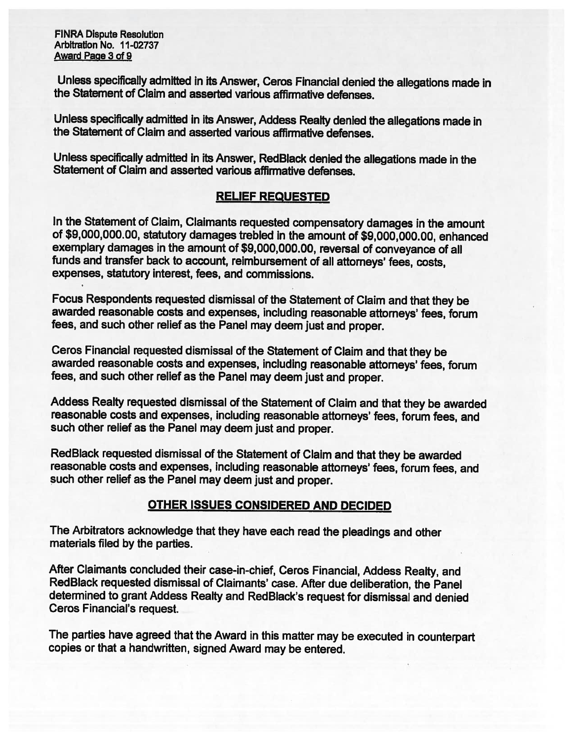Unless specifically admitted in its Answer, Ceros Financial denied the allegations made in the Statement of Claim and asserted various affirmative defenses.

Unless specifically admitted in its Answer, Addess Realty denied the allegations made in the Statement of Claim and asserted various affirmative defenses.

Unless specifically admitted in its Answer, RedBlack denied the allegations made in the Statement of Claim and asserted various affirmative defenses.

## RELIEF REQUESTED

In the Statement of Claim, Claimants requested compensatory damages in the amount of $9,000,000.00, statutory damages trebled in the amount of $9,000,000.00, enhanced exemplary damages in the amount of $9,000,000.00, reversal of conveyance of all funds and transfer back to account, reimbursement of all attorneys' fees, costs, expenses, statutory interest, fees, and commissions.

Focus Respondents requested dismissal of the Statement of Claim and that they be awarded reasonable costs and expenses, including reasonable attorneys' fees, forum fees, and such other relief as the Panel may deem just and proper.

Ceros Financial requested dismissal of the Statement of Claim and that they be awarded reasonable costs and expenses, including reasonable attorneys' fees, forum fees, and such other relief as the Panel may deem just and proper.

Addess Realty requested dismissal of the Statement of Claim and that they be awarded reasonable costs and expenses, including reasonable attorneys' fees, forum fees, and such other relief as the Panel may deem just and proper.

RedBlack requested dismissal of the Statement of Claim and that they be awarded reasonable costs and expenses, including reasonable attorneys' fees, forum fees, and such other relief as the Panel may deem just and proper.

## OTHER ISSUES CONSIDERED AND DECIDED

The Arbitrators acknowledge that they have each read the pleadings and other materials filed by the parties.

After Claimants concluded their case-in-chief, Ceros Financial, Addess Realty, and RedBlack requested dismissal of Claimants' case. After due deliberation, the Panel determined to grant Addess Realty and RedBlack's request for dismissal and denied Ceros Financial's request.

The parties have agreed that the Award in this matter may be executed in counterpart copies or that a handwritten, signed Award may be entered.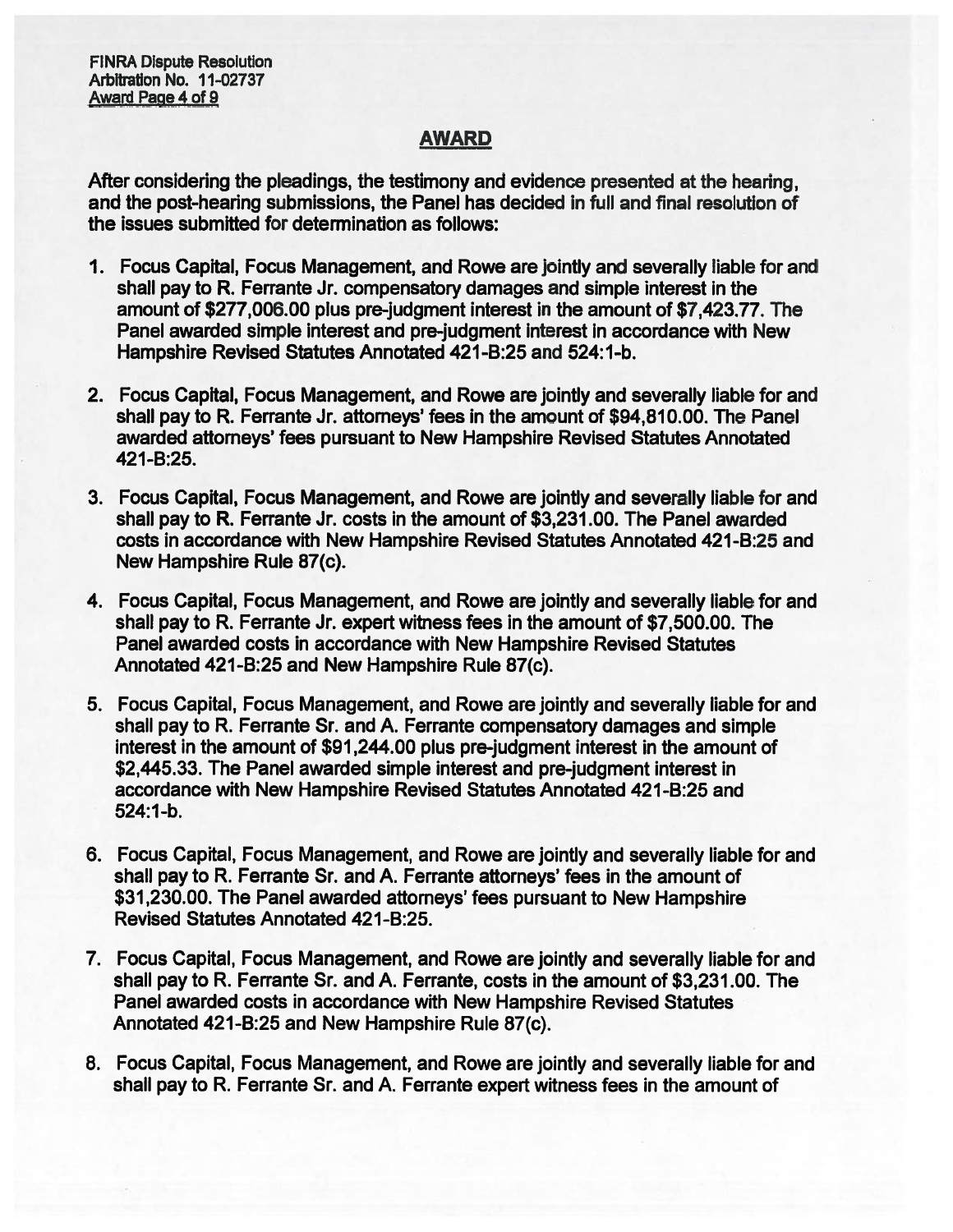## AWARD

After considering the pleadings, the testimony and evidence presented at the hearing, and the post-hearing submissions, the Panel has decided in full and final resolution of the issues submitted for determination as follows:

1. Focus Capital, Focus Management, and Rowe are jointly and severally liable for and shall pay to R. Ferrante Jr. compensatory damages and simple interest in the amount of $277,006.00 plus pre-judgment interest in the amount of $7,423.77. The Panel awarded simple interest and pre-judgment interest in accordance with New Hampshire Revised Statutes Annotated 421-B:25 and 524:1-b.

2. Focus Capital, Focus Management, and Rowe are jointly and severally liable for and shall pay to R. Ferrante Jr. attorneys' fees in the amount of $94,810.00. The Panel awarded attorneys' fees pursuant to New Hampshire Revised Statutes Annotated 421-B:25.

3. Focus Capital, Focus Management, and Rowe are jointly and severally liable for and shall pay to R. Ferrante Jr. costs in the amount of $3,231.00. The Panel awarded costs in accordance with New Hampshire Revised Statutes Annotated 421-B:25 and New Hampshire Rule 87(c).

4. Focus Capital, Focus Management, and Rowe are jointly and severally liable for and shall pay to R. Ferrante Jr. expert witness fees in the amount of $7,500.00. The Panel awarded costs in accordance with New Hampshire Revised Statutes Annotated 421-B:25 and New Hampshire Rule 87(c).

5. Focus Capital, Focus Management, and Rowe are jointly and severally liable for and shall pay to R. Ferrante Sr. and A. Ferrante compensatory damages and simple interest in the amount of $91,244.00 plus pre-judgment interest in the amount of $2,445.33. The Panel awarded simple interest and pre-judgment interest in accordance with New Hampshire Revised Statutes Annotated 421-B:25 and 524:1-b.

6. Focus Capital, Focus Management, and Rowe are jointly and severally liable for and shall pay to R. Ferrante Sr. and A. Ferrante attorneys' fees in the amount of $31,230.00. The Panel awarded attorneys' fees pursuant to New Hampshire Revised Statutes Annotated 421-B:25.

7. Focus Capital, Focus Management, and Rowe are jointly and severally liable for and shall pay to R. Ferrante Sr. and A. Ferrante, costs in the amount of $3,231.00. The Panel awarded costs in accordance with New Hampshire Revised Statutes Annotated 421-B:25 and New Hampshire Rule 87(c).

8. Focus Capital, Focus Management, and Rowe are jointly and severally liable for and shall pay to R. Ferrante Sr. and A. Ferrante expert witness fees in the amount of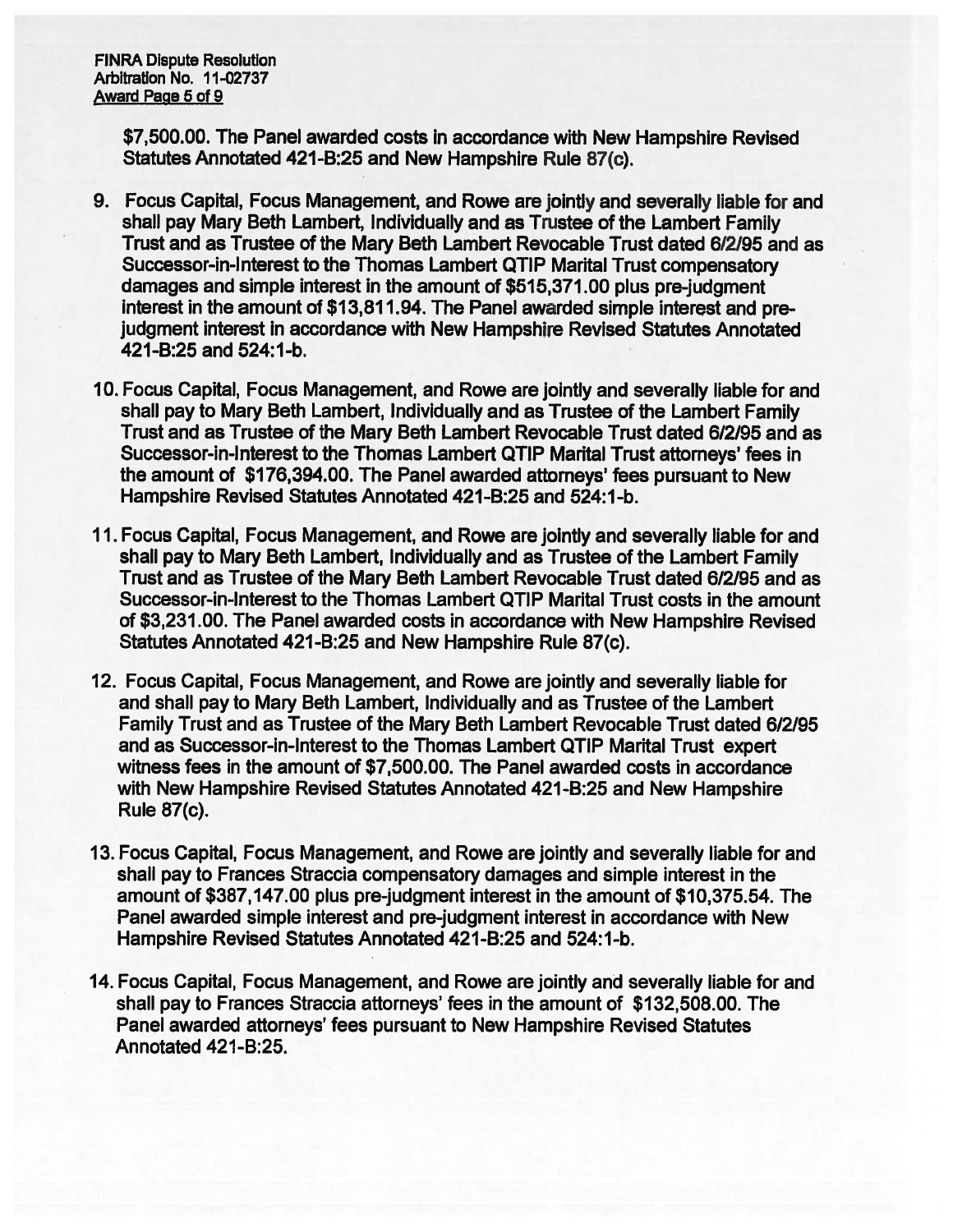$7,500.00. The Panel awarded costs in accordance with New Hampshire Revised Statutes Annotated 421-B:25 and New Hampshire Rule 87(c).

9. Focus Capital, Focus Management, and Rowe are jointly and severally liable for and shall pay Mary Beth Lambert, Individually and as Trustee of the Lambert Family Trust and as Trustee of the Mary Beth Lambert Revocable Trust dated 6/2/95 and as Successor-in-Interest to the Thomas Lambert QTIP Marital Trust compensatory damages and simple interest in the amount of $515,371.00 plus pre-judgment interest in the amount of $13,811.94. The Panel awarded simple interest and pre-judgment interest in accordance with New Hampshire Revised Statutes Annotated 421-B:25 and 524:1-b.

10. Focus Capital, Focus Management, and Rowe are jointly and severally liable for and shall pay to Mary Beth Lambert, Individually and as Trustee of the Lambert Family Trust and as Trustee of the Mary Beth Lambert Revocable Trust dated 6/2/95 and as Successor-in-Interest to the Thomas Lambert QTIP Marital Trust attorneys' fees in the amount of $176,394.00. The Panel awarded attorneys' fees pursuant to New Hampshire Revised Statutes Annotated 421-B:25 and 524:1-b.

11. Focus Capital, Focus Management, and Rowe are jointly and severally liable for and shall pay to Mary Beth Lambert, Individually and as Trustee of the Lambert Family Trust and as Trustee of the Mary Beth Lambert Revocable Trust dated 6/2/95 and as Successor-in-Interest to the Thomas Lambert QTIP Marital Trust costs in the amount of $3,231.00. The Panel awarded costs in accordance with New Hampshire Revised Statutes Annotated 421-B:25 and New Hampshire Rule 87(c).

12. Focus Capital, Focus Management, and Rowe are jointly and severally liable for and shall pay to Mary Beth Lambert, Individually and as Trustee of the Lambert Family Trust and as Trustee of the Mary Beth Lambert Revocable Trust dated 6/2/95 and as Successor-in-Interest to the Thomas Lambert QTIP Marital Trust expert witness fees in the amount of $7,500.00. The Panel awarded costs in accordance with New Hampshire Revised Statutes Annotated 421-B:25 and New Hampshire Rule 87(c).

13. Focus Capital, Focus Management, and Rowe are jointly and severally liable for and shall pay to Frances Straccia compensatory damages and simple interest in the amount of $387,147.00 plus pre-judgment interest in the amount of $10,375.54. The Panel awarded simple interest and pre-judgment interest in accordance with New Hampshire Revised Statutes Annotated 421-B:25 and 524:1-b.

14. Focus Capital, Focus Management, and Rowe are jointly and severally liable for and shall pay to Frances Straccia attorneys' fees in the amount of $132,508.00. The Panel awarded attorneys' fees pursuant to New Hampshire Revised Statutes Annotated 421-B:25.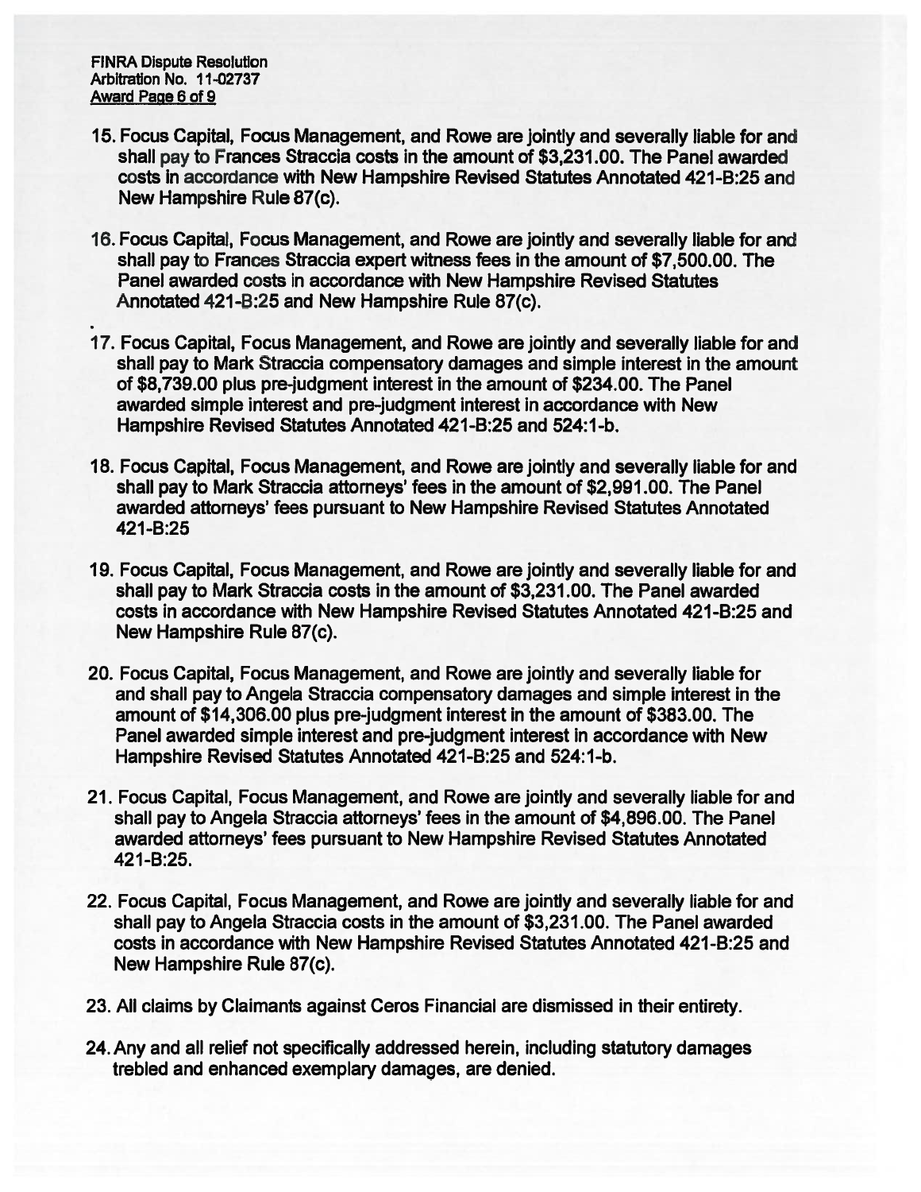15. Focus Capital, Focus Management, and Rowe are jointly and severally liable for and shall pay to Frances Straccia costs in the amount of $3,231.00. The Panel awarded costs in accordance with New Hampshire Revised Statutes Annotated 421-B:25 and New Hampshire Rule 87(c).

16. Focus Capital, Focus Management, and Rowe are jointly and severally liable for and shall pay to Frances Straccia expert witness fees in the amount of $7,500.00. The Panel awarded costs in accordance with New Hampshire Revised Statutes Annotated 421-B:25 and New Hampshire Rule 87(c).

17. Focus Capital, Focus Management, and Rowe are jointly and severally liable for and shall pay to Mark Straccia compensatory damages and simple interest in the amount of $8,739.00 plus pre-judgment interest in the amount of $234.00. The Panel awarded simple interest and pre-judgment interest in accordance with New Hampshire Revised Statutes Annotated 421-B:25 and 524:1-b.

18. Focus Capital, Focus Management, and Rowe are jointly and severally liable for and shall pay to Mark Straccia attorneys' fees in the amount of $2,991.00. The Panel awarded attorneys' fees pursuant to New Hampshire Revised Statutes Annotated 421-B:25

19. Focus Capital, Focus Management, and Rowe are jointly and severally liable for and shall pay to Mark Straccia costs in the amount of $3,231.00. The Panel awarded costs in accordance with New Hampshire Revised Statutes Annotated 421-B:25 and New Hampshire Rule 87(c).

20. Focus Capital, Focus Management, and Rowe are jointly and severally liable for and shall pay to Angela Straccia compensatory damages and simple interest in the amount of $14,306.00 plus pre-judgment interest in the amount of $383.00. The Panel awarded simple interest and pre-judgment interest in accordance with New Hampshire Revised Statutes Annotated 421-B:25 and 524:1-b.

21. Focus Capital, Focus Management, and Rowe are jointly and severally liable for and shall pay to Angela Straccia attorneys' fees in the amount of $4,896.00. The Panel awarded attorneys' fees pursuant to New Hampshire Revised Statutes Annotated 421-B:25.

22. Focus Capital, Focus Management, and Rowe are jointly and severally liable for and shall pay to Angela Straccia costs in the amount of $3,231.00. The Panel awarded costs in accordance with New Hampshire Revised Statutes Annotated 421-B:25 and New Hampshire Rule 87(c).

23. All claims by Claimants against Ceros Financial are dismissed in their entirety.

24. Any and all relief not specifically addressed herein, including statutory damages trebled and enhanced exemplary damages, are denied.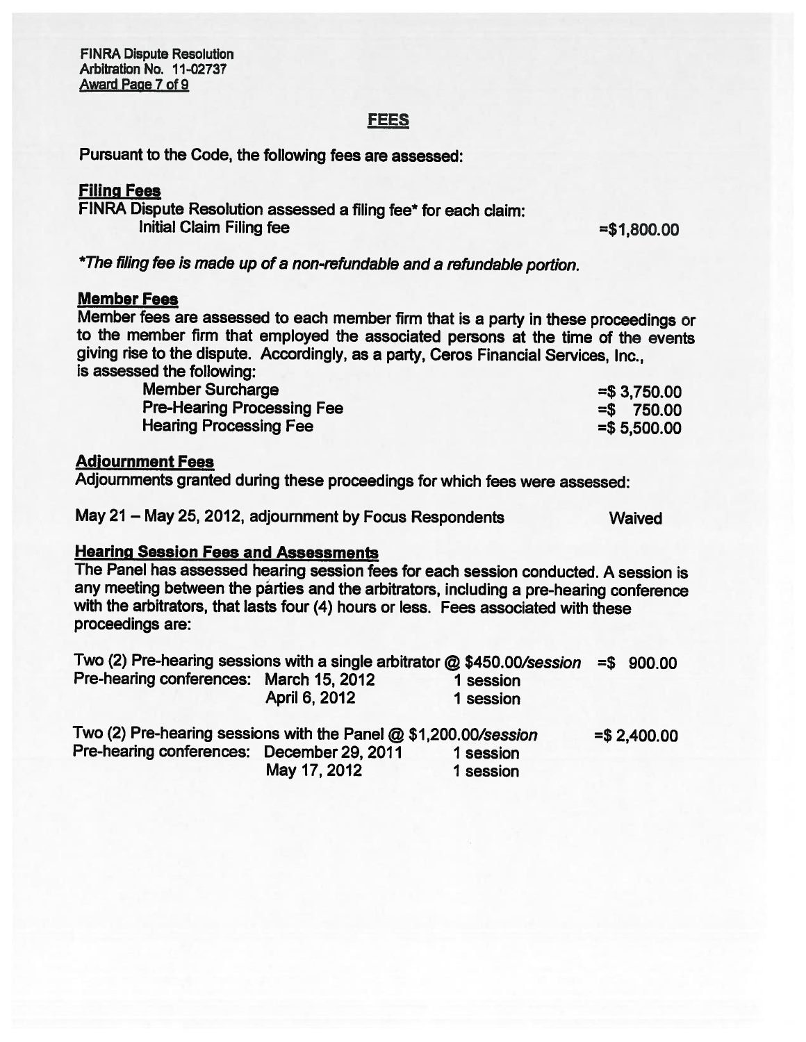## FEES

Pursuant to the Code, the following fees are assessed:

### Filing Fees

FINRA Dispute Resolution assessed a filing fee* for each claim:

| | |
|---|---|
| Initial Claim Filing fee | =$1,800.00 |

*The filing fee is made up of a non-refundable and a refundable portion.*

### Member Fees

Member fees are assessed to each member firm that is a party in these proceedings or to the member firm that employed the associated persons at the time of the events giving rise to the dispute. Accordingly, as a party, Ceros Financial Services, Inc., is assessed the following:

| | |
|---|---|
| Member Surcharge | =$ 3,750.00 |
| Pre-Hearing Processing Fee | =$ 750.00 |
| Hearing Processing Fee | =$ 5,500.00 |

### Adjournment Fees

Adjournments granted during these proceedings for which fees were assessed:

| | |
|---|---|
| May 21 – May 25, 2012, adjournment by Focus Respondents | Waived |

### Hearing Session Fees and Assessments

The Panel has assessed hearing session fees for each session conducted. A session is any meeting between the parties and the arbitrators, including a pre-hearing conference with the arbitrators, that lasts four (4) hours or less. Fees associated with these proceedings are:

Two (2) Pre-hearing sessions with a single arbitrator @ $450.00/*session* =$ 900.00

| | | |
|---|---|---|
| Pre-hearing conferences: | March 15, 2012 | 1 session |
| | April 6, 2012 | 1 session |

Two (2) Pre-hearing sessions with the Panel @ $1,200.00/*session* =$ 2,400.00

| | | |
|---|---|---|
| Pre-hearing conferences: | December 29, 2011 | 1 session |
| | May 17, 2012 | 1 session |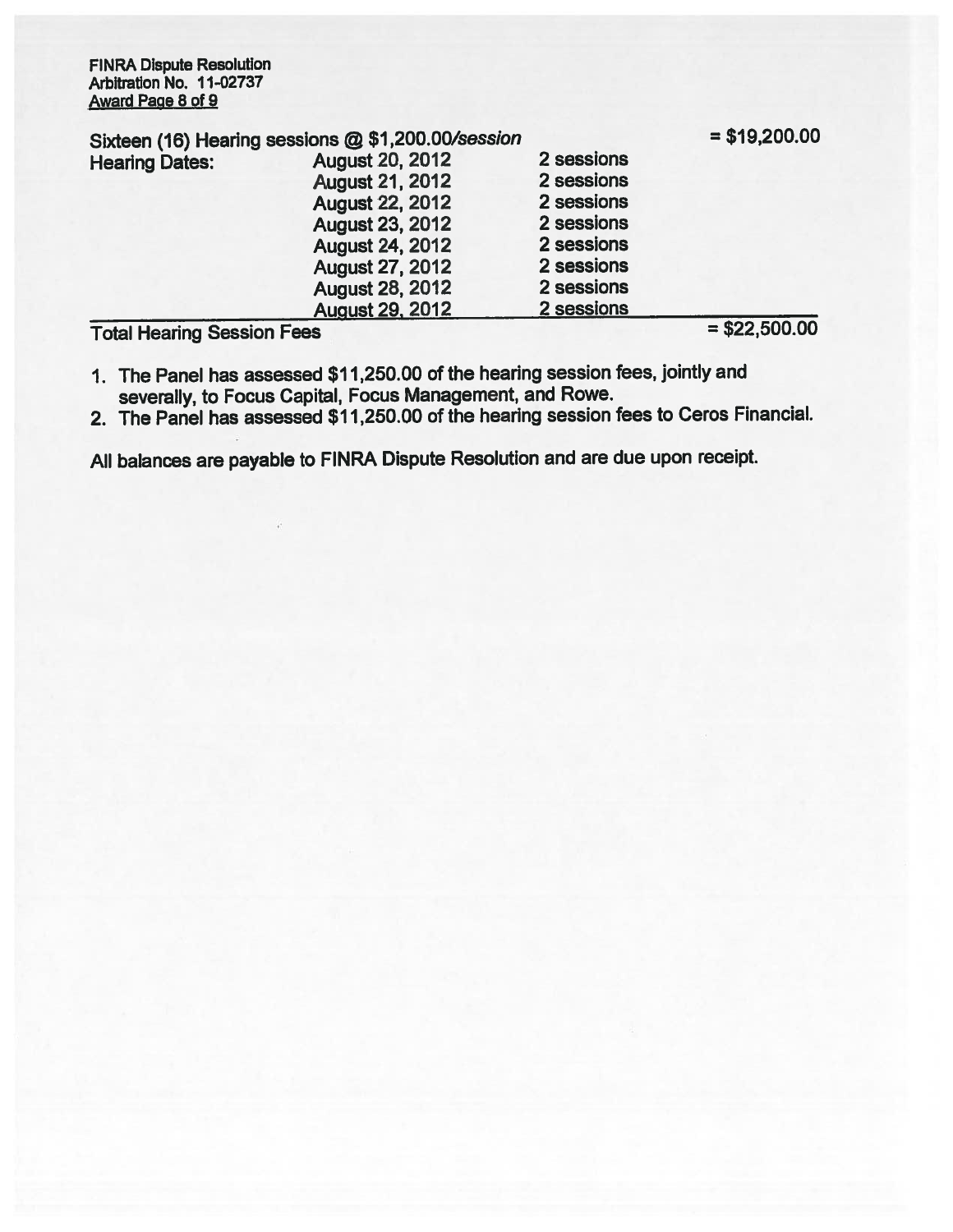Sixteen (16) Hearing sessions @ $1,200.00/*session* = $19,200.00

| Hearing Dates: | | | |
|---|---|---|---|
| | August 20, 2012 | 2 sessions | |
| | August 21, 2012 | 2 sessions | |
| | August 22, 2012 | 2 sessions | |
| | August 23, 2012 | 2 sessions | |
| | August 24, 2012 | 2 sessions | |
| | August 27, 2012 | 2 sessions | |
| | August 28, 2012 | 2 sessions | |
| | August 29, 2012 | 2 sessions | |
| Total Hearing Session Fees | | | = $22,500.00 |

1. The Panel has assessed $11,250.00 of the hearing session fees, jointly and severally, to Focus Capital, Focus Management, and Rowe.
2. The Panel has assessed $11,250.00 of the hearing session fees to Ceros Financial.

All balances are payable to FINRA Dispute Resolution and are due upon receipt.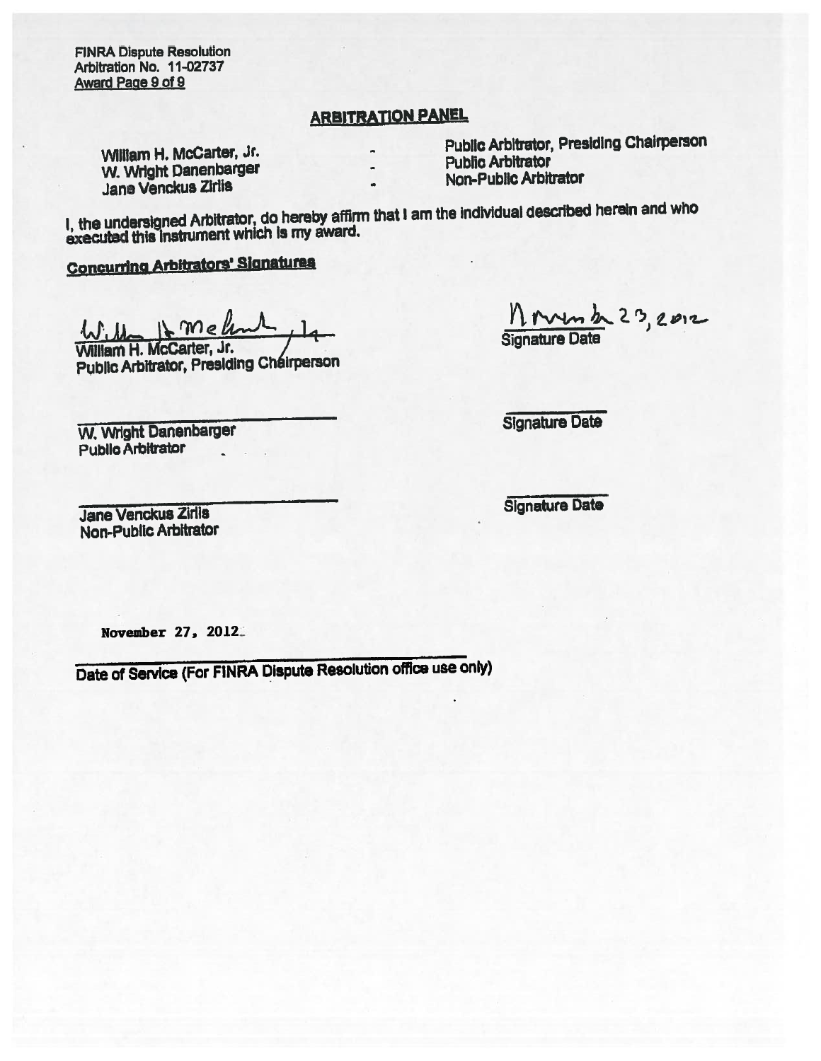## ARBITRATION PANEL

| | | |
|---|---|---|
| William H. McCarter, Jr. | - | Public Arbitrator, Presiding Chairperson |
| W. Wright Danenbarger | - | Public Arbitrator |
| Jane Venckus Zirlis | - | Non-Public Arbitrator |

I, the undersigned Arbitrator, do hereby affirm that I am the individual described herein and who executed this instrument which is my award.

**Concurring Arbitrators' Signatures**

William H. McCarter, Jr.
William H. McCarter, Jr.
Public Arbitrator, Presiding Chairperson

November 23, 2012
Signature Date

_______________________
W. Wright Danenbarger
Public Arbitrator

_______________
Signature Date

_______________________
Jane Venckus Zirlis
Non-Public Arbitrator

_______________
Signature Date

November 27, 2012
_______________________
Date of Service (For FINRA Dispute Resolution office use only)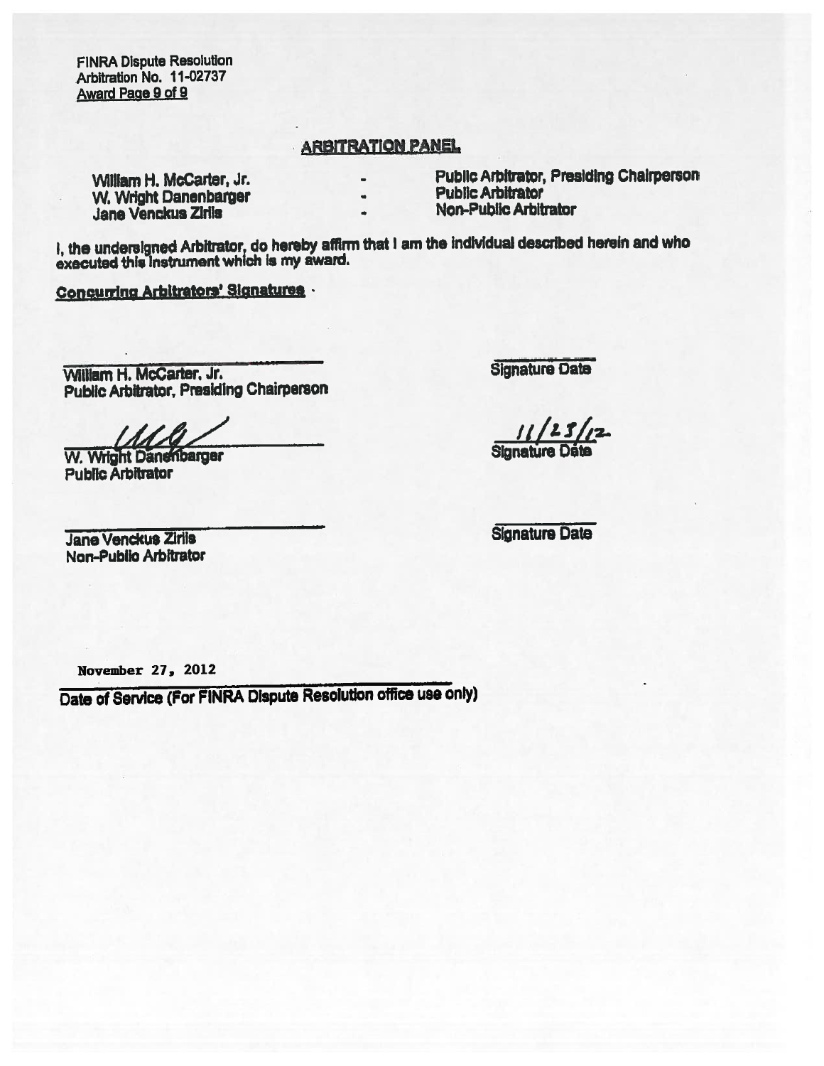FINRA Dispute Resolution
Arbitration No. 11-02737

## ARBITRATION PANEL

| | | |
|---|---|---|
| William H. McCarter, Jr. | - | Public Arbitrator, Presiding Chairperson |
| W. Wright Danenbarger | - | Public Arbitrator |
| Jane Venckus Zirlis | - | Non-Public Arbitrator |

I, the undersigned Arbitrator, do hereby affirm that I am the individual described herein and who executed this instrument which is my award.

**Concurring Arbitrators' Signatures**

______________________________
William H. McCarter, Jr.
Public Arbitrator, Presiding Chairperson

______________________________
Signature Date

______________________________
W. Wright Danenbarger
Public Arbitrator

11/23/12
Signature Date

______________________________
Jane Venckus Zirlis
Non-Public Arbitrator

______________________________
Signature Date

November 27, 2012
Date of Service (For FINRA Dispute Resolution office use only)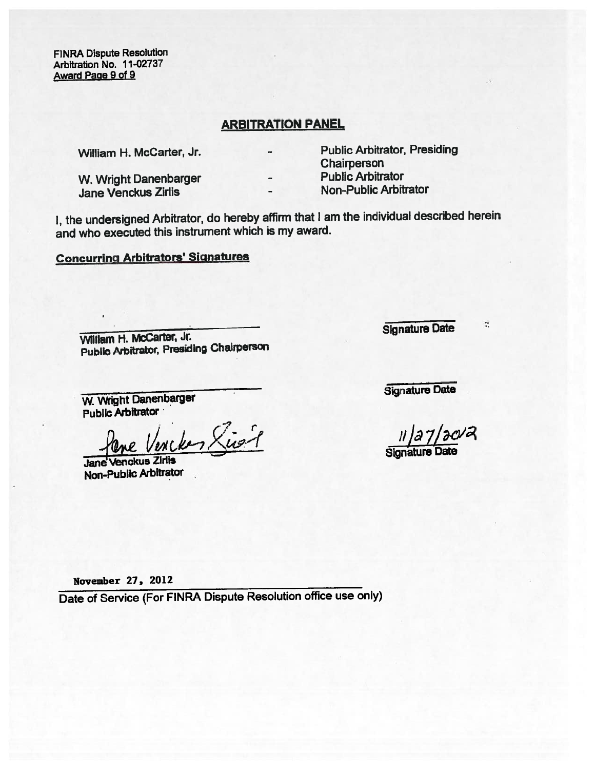FINRA Dispute Resolution
Arbitration No. 11-02737

## ARBITRATION PANEL

| | | |
|---|---|---|
| William H. McCarter, Jr. | - | Public Arbitrator, Presiding Chairperson |
| W. Wright Danenbarger | - | Public Arbitrator |
| Jane Venckus Zirlis | - | Non-Public Arbitrator |

I, the undersigned Arbitrator, do hereby affirm that I am the individual described herein and who executed this instrument which is my award.

**Concurring Arbitrators' Signatures**

\_\_\_\_\_\_\_\_\_\_\_\_\_\_\_\_\_\_\_\_\_\_\_\_\_\_\_\_
William H. McCarter, Jr.
Public Arbitrator, Presiding Chairperson

\_\_\_\_\_\_\_\_\_\_\_\_
Signature Date

\_\_\_\_\_\_\_\_\_\_\_\_\_\_\_\_\_\_\_\_\_\_\_\_\_\_\_\_
W. Wright Danenbarger
Public Arbitrator

\_\_\_\_\_\_\_\_\_\_\_\_
Signature Date

Jane Venckus Zirlis (signature)
Jane Venckus Zirlis
Non-Public Arbitrator

11/27/2012
Signature Date

November 27, 2012
Date of Service (For FINRA Dispute Resolution office use only)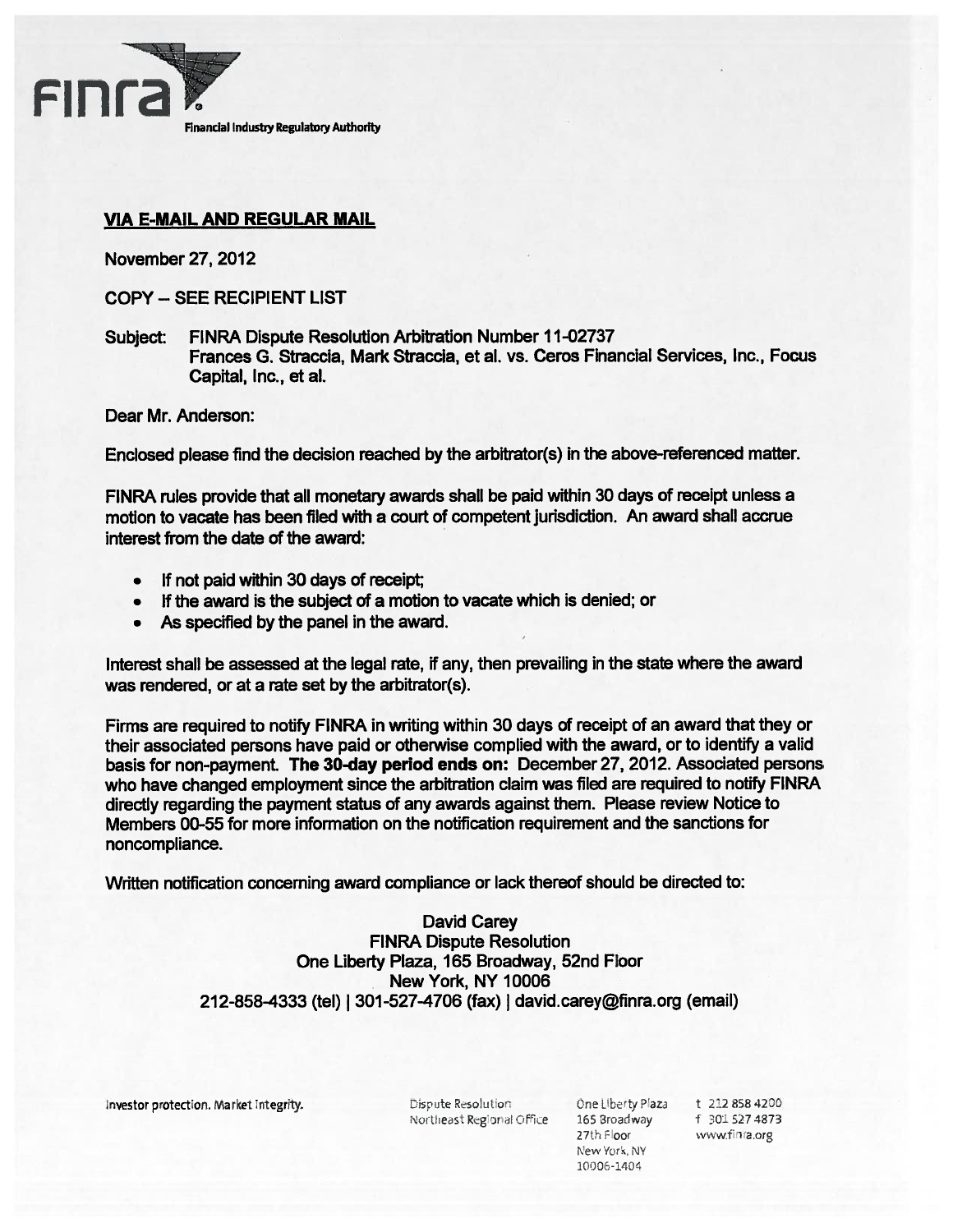FINRA

Financial Industry Regulatory Authority

**VIA E-MAIL AND REGULAR MAIL**

November 27, 2012

COPY – SEE RECIPIENT LIST

Subject: FINRA Dispute Resolution Arbitration Number 11-02737
Frances G. Straccia, Mark Straccia, et al. vs. Ceros Financial Services, Inc., Focus Capital, Inc., et al.

Dear Mr. Anderson:

Enclosed please find the decision reached by the arbitrator(s) in the above-referenced matter.

FINRA rules provide that all monetary awards shall be paid within 30 days of receipt unless a motion to vacate has been filed with a court of competent jurisdiction. An award shall accrue interest from the date of the award:

- If not paid within 30 days of receipt;
- If the award is the subject of a motion to vacate which is denied; or
- As specified by the panel in the award.

Interest shall be assessed at the legal rate, if any, then prevailing in the state where the award was rendered, or at a rate set by the arbitrator(s).

Firms are required to notify FINRA in writing within 30 days of receipt of an award that they or their associated persons have paid or otherwise complied with the award, or to identify a valid basis for non-payment. **The 30-day period ends on:** December 27, 2012. Associated persons who have changed employment since the arbitration claim was filed are required to notify FINRA directly regarding the payment status of any awards against them. Please review Notice to Members 00-55 for more information on the notification requirement and the sanctions for noncompliance.

Written notification concerning award compliance or lack thereof should be directed to:

David Carey
FINRA Dispute Resolution
One Liberty Plaza, 165 Broadway, 52nd Floor
New York, NY 10006
212-858-4333 (tel) | 301-527-4706 (fax) | david.carey@finra.org (email)

Investor protection. Market integrity.

Dispute Resolution
Northeast Regional Office

One Liberty Plaza
165 Broadway
27th Floor
New York, NY
10006-1404

t 212 858 4200
f 301 527 4873
www.finra.org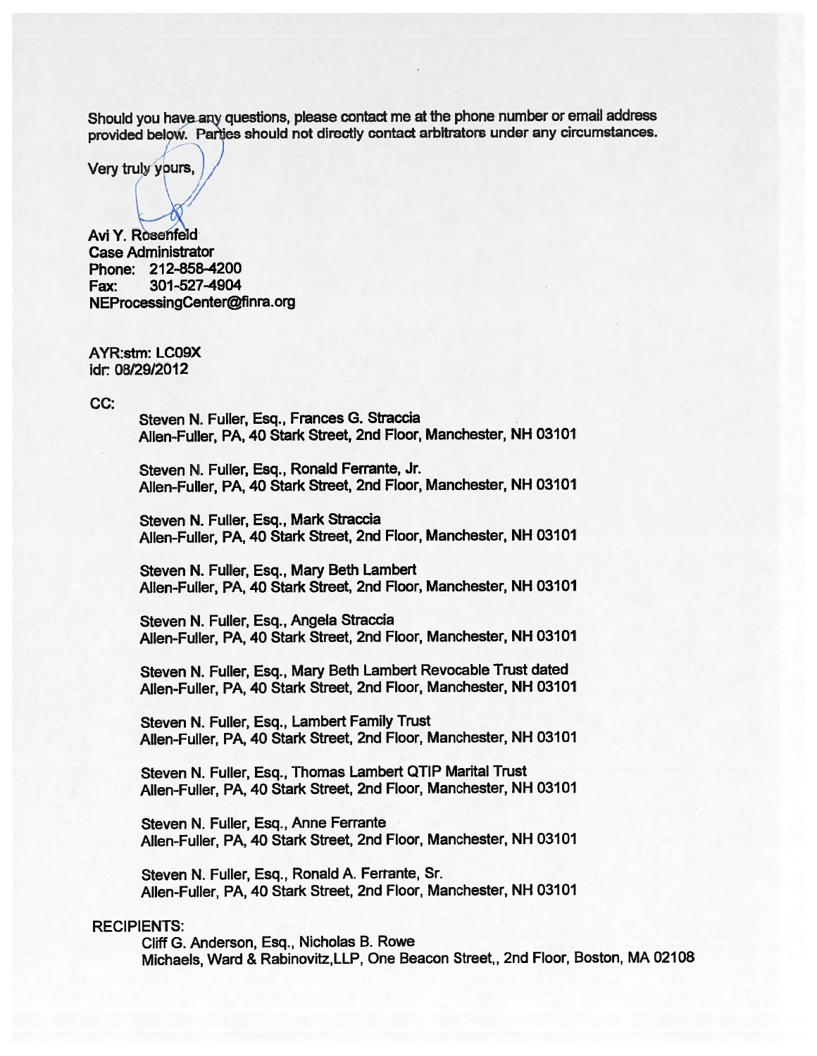Should you have any questions, please contact me at the phone number or email address provided below. Parties should not directly contact arbitrators under any circumstances.

Very truly yours,

Avi Y. Rosenfeld
Case Administrator
Phone: 212-858-4200
Fax: 301-527-4904
NEProcessingCenter@finra.org

AYR:stm: LC09X
idr: 08/29/2012

CC:

Steven N. Fuller, Esq., Frances G. Straccia
Allen-Fuller, PA, 40 Stark Street, 2nd Floor, Manchester, NH 03101

Steven N. Fuller, Esq., Ronald Ferrante, Jr.
Allen-Fuller, PA, 40 Stark Street, 2nd Floor, Manchester, NH 03101

Steven N. Fuller, Esq., Mark Straccia
Allen-Fuller, PA, 40 Stark Street, 2nd Floor, Manchester, NH 03101

Steven N. Fuller, Esq., Mary Beth Lambert
Allen-Fuller, PA, 40 Stark Street, 2nd Floor, Manchester, NH 03101

Steven N. Fuller, Esq., Angela Straccia
Allen-Fuller, PA, 40 Stark Street, 2nd Floor, Manchester, NH 03101

Steven N. Fuller, Esq., Mary Beth Lambert Revocable Trust dated
Allen-Fuller, PA, 40 Stark Street, 2nd Floor, Manchester, NH 03101

Steven N. Fuller, Esq., Lambert Family Trust
Allen-Fuller, PA, 40 Stark Street, 2nd Floor, Manchester, NH 03101

Steven N. Fuller, Esq., Thomas Lambert QTIP Marital Trust
Allen-Fuller, PA, 40 Stark Street, 2nd Floor, Manchester, NH 03101

Steven N. Fuller, Esq., Anne Ferrante
Allen-Fuller, PA, 40 Stark Street, 2nd Floor, Manchester, NH 03101

Steven N. Fuller, Esq., Ronald A. Ferrante, Sr.
Allen-Fuller, PA, 40 Stark Street, 2nd Floor, Manchester, NH 03101

RECIPIENTS:

Cliff G. Anderson, Esq., Nicholas B. Rowe
Michaels, Ward & Rabinovitz,LLP, One Beacon Street,, 2nd Floor, Boston, MA 02108